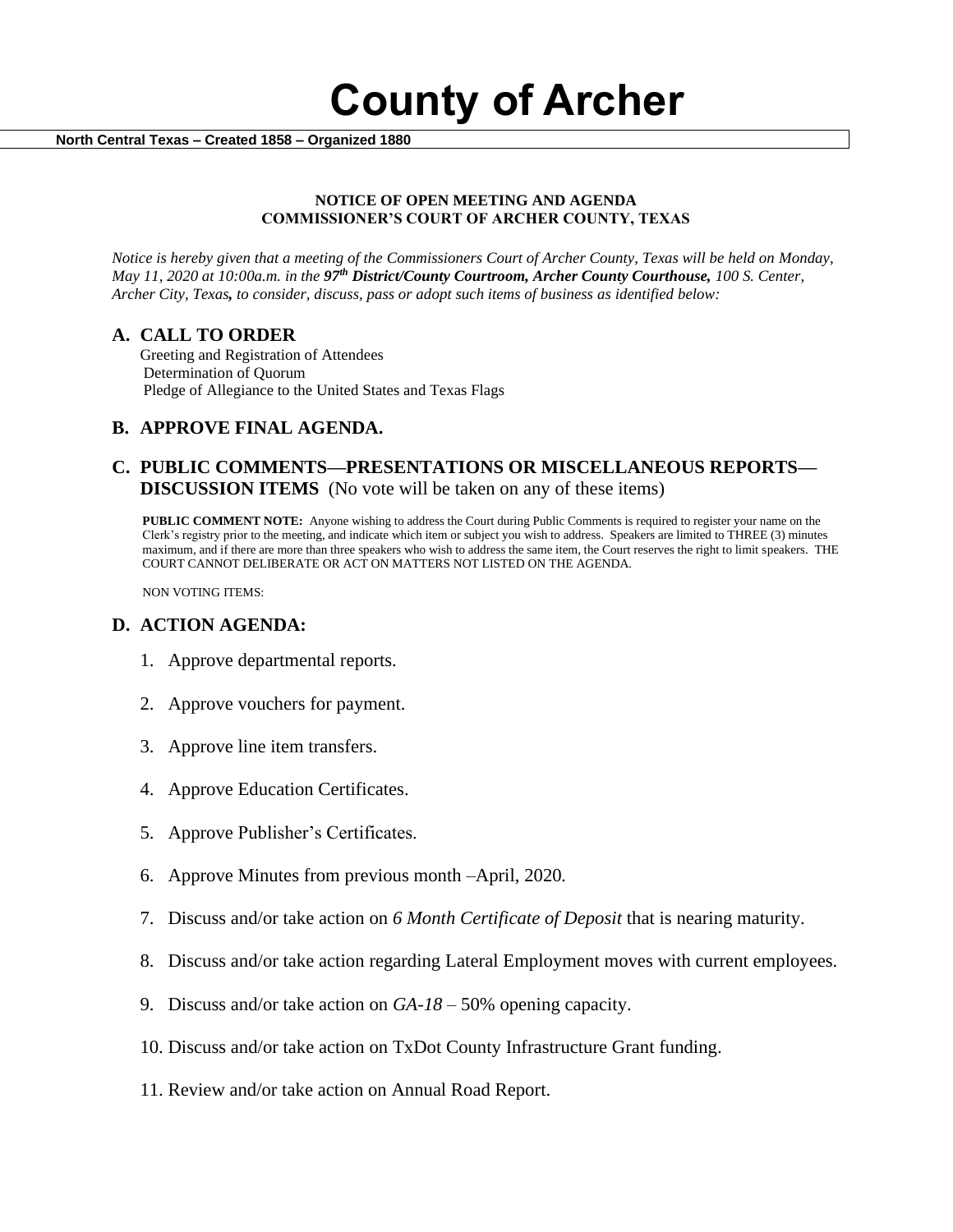# County of Archer

**North Central Texas – Created 1858 – Organized 1880**

**NOTICE OF OPEN MEETING AND AGENDA**
**COMMISSIONER'S COURT OF ARCHER COUNTY, TEXAS**

*Notice is hereby given that a meeting of the Commissioners Court of Archer County, Texas will be held on Monday, May 11, 2020 at 10:00a.m. in the **97th District/County Courtroom, Archer County Courthouse,** 100 S. Center, Archer City, Texas**,** to consider, discuss, pass or adopt such items of business as identified below:*

## A. CALL TO ORDER

Greeting and Registration of Attendees
Determination of Quorum
Pledge of Allegiance to the United States and Texas Flags

## B. APPROVE FINAL AGENDA.

## C. PUBLIC COMMENTS—PRESENTATIONS OR MISCELLANEOUS REPORTS—DISCUSSION ITEMS (No vote will be taken on any of these items)

**PUBLIC COMMENT NOTE:** Anyone wishing to address the Court during Public Comments is required to register your name on the Clerk's registry prior to the meeting, and indicate which item or subject you wish to address. Speakers are limited to THREE (3) minutes maximum, and if there are more than three speakers who wish to address the same item, the Court reserves the right to limit speakers. THE COURT CANNOT DELIBERATE OR ACT ON MATTERS NOT LISTED ON THE AGENDA.

NON VOTING ITEMS:

## D. ACTION AGENDA:

1. Approve departmental reports.
2. Approve vouchers for payment.
3. Approve line item transfers.
4. Approve Education Certificates.
5. Approve Publisher's Certificates.
6. Approve Minutes from previous month –April, 2020.
7. Discuss and/or take action on *6 Month Certificate of Deposit* that is nearing maturity.
8. Discuss and/or take action regarding Lateral Employment moves with current employees.
9. Discuss and/or take action on *GA-18* – 50% opening capacity.
10. Discuss and/or take action on TxDot County Infrastructure Grant funding.
11. Review and/or take action on Annual Road Report.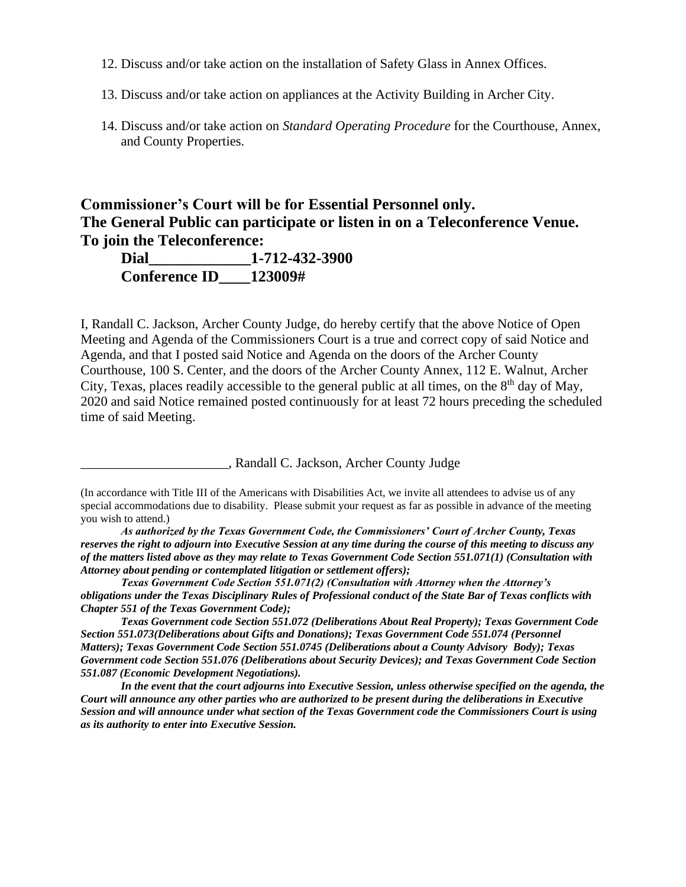12. Discuss and/or take action on the installation of Safety Glass in Annex Offices.

13. Discuss and/or take action on appliances at the Activity Building in Archer City.

14. Discuss and/or take action on *Standard Operating Procedure* for the Courthouse, Annex, and County Properties.

**Commissioner's Court will be for Essential Personnel only.**
**The General Public can participate or listen in on a Teleconference Venue.**
**To join the Teleconference:**

**Dial_____________1-712-432-3900**
**Conference ID____123009#**

I, Randall C. Jackson, Archer County Judge, do hereby certify that the above Notice of Open Meeting and Agenda of the Commissioners Court is a true and correct copy of said Notice and Agenda, and that I posted said Notice and Agenda on the doors of the Archer County Courthouse, 100 S. Center, and the doors of the Archer County Annex, 112 E. Walnut, Archer City, Texas, places readily accessible to the general public at all times, on the 8th day of May, 2020 and said Notice remained posted continuously for at least 72 hours preceding the scheduled time of said Meeting.

______________________, Randall C. Jackson, Archer County Judge

(In accordance with Title III of the Americans with Disabilities Act, we invite all attendees to advise us of any special accommodations due to disability. Please submit your request as far as possible in advance of the meeting you wish to attend.)

***As authorized by the Texas Government Code, the Commissioners' Court of Archer County, Texas reserves the right to adjourn into Executive Session at any time during the course of this meeting to discuss any of the matters listed above as they may relate to Texas Government Code Section 551.071(1) (Consultation with Attorney about pending or contemplated litigation or settlement offers);***

***Texas Government Code Section 551.071(2) (Consultation with Attorney when the Attorney's obligations under the Texas Disciplinary Rules of Professional conduct of the State Bar of Texas conflicts with Chapter 551 of the Texas Government Code);***

***Texas Government code Section 551.072 (Deliberations About Real Property); Texas Government Code Section 551.073(Deliberations about Gifts and Donations); Texas Government Code 551.074 (Personnel Matters); Texas Government Code Section 551.0745 (Deliberations about a County Advisory Body); Texas Government code Section 551.076 (Deliberations about Security Devices); and Texas Government Code Section 551.087 (Economic Development Negotiations).***

***In the event that the court adjourns into Executive Session, unless otherwise specified on the agenda, the Court will announce any other parties who are authorized to be present during the deliberations in Executive Session and will announce under what section of the Texas Government code the Commissioners Court is using as its authority to enter into Executive Session.***